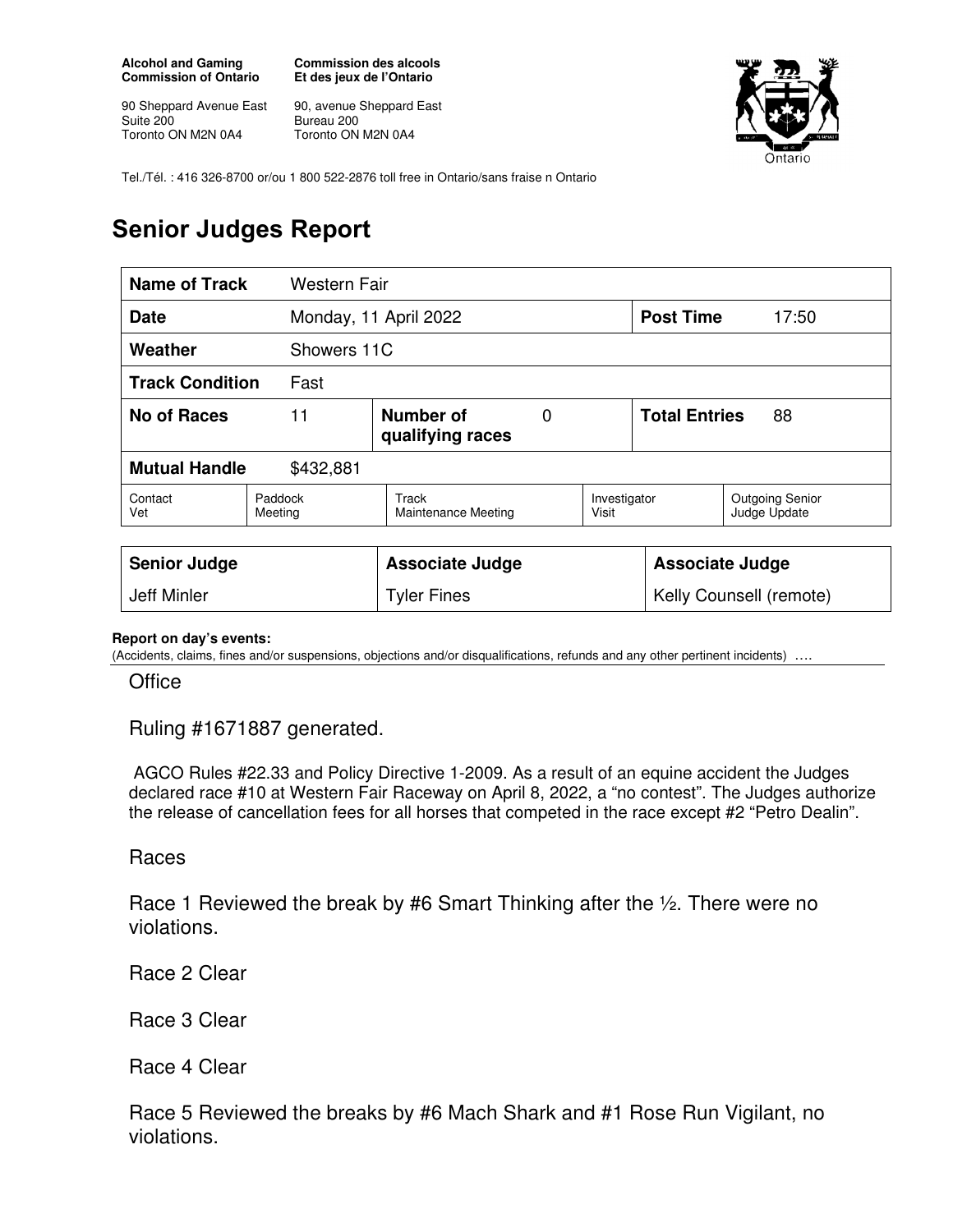**Alcohol and Gaming Commission of Ontario**

90 Sheppard Avenue East
Suite 200
Toronto ON M2N 0A4

**Commission des alcools Et des jeux de l'Ontario**

90, avenue Sheppard East
Bureau 200
Toronto ON M2N 0A4

Tel./Tél. : 416 326-8700 or/ou 1 800 522-2876 toll free in Ontario/sans fraise n Ontario

# Senior Judges Report

| **Name of Track** | Western Fair | | | | |
|---|---|---|---|---|---|
| **Date** | Monday, 11 April 2022 | | | **Post Time** | 17:50 |
| **Weather** | Showers 11C | | | | |
| **Track Condition** | Fast | | | | |
| **No of Races** | 11 | **Number of qualifying races** | 0 | **Total Entries** | 88 |
| **Mutual Handle** | $432,881 | | | | |
| Contact Vet | Paddock Meeting | Track Maintenance Meeting | | Investigator Visit | Outgoing Senior Judge Update |

| **Senior Judge** | **Associate Judge** | **Associate Judge** |
|---|---|---|
| Jeff Minler | Tyler Fines | Kelly Counsell (remote) |

**Report on day's events:**
(Accidents, claims, fines and/or suspensions, objections and/or disqualifications, refunds and any other pertinent incidents) ….

Office

Ruling #1671887 generated.

AGCO Rules #22.33 and Policy Directive 1-2009. As a result of an equine accident the Judges declared race #10 at Western Fair Raceway on April 8, 2022, a "no contest". The Judges authorize the release of cancellation fees for all horses that competed in the race except #2 "Petro Dealin".

Races

Race 1 Reviewed the break by #6 Smart Thinking after the ½. There were no violations.

Race 2 Clear

Race 3 Clear

Race 4 Clear

Race 5 Reviewed the breaks by #6 Mach Shark and #1 Rose Run Vigilant, no violations.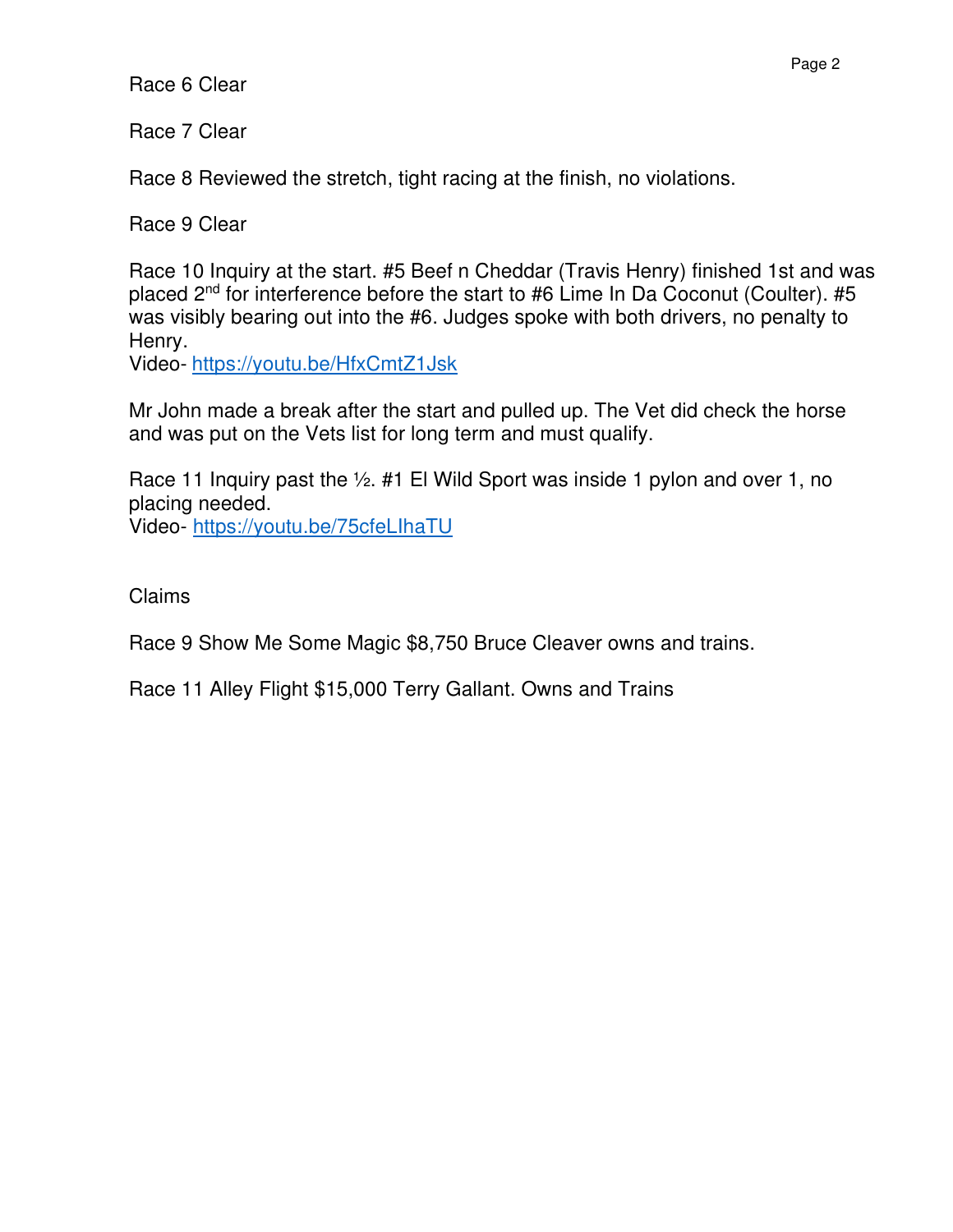Race 6 Clear

Race 7 Clear

Race 8 Reviewed the stretch, tight racing at the finish, no violations.

Race 9 Clear

Race 10 Inquiry at the start. #5 Beef n Cheddar (Travis Henry) finished 1st and was placed 2nd for interference before the start to #6 Lime In Da Coconut (Coulter). #5 was visibly bearing out into the #6. Judges spoke with both drivers, no penalty to Henry.
Video- https://youtu.be/HfxCmtZ1Jsk

Mr John made a break after the start and pulled up. The Vet did check the horse and was put on the Vets list for long term and must qualify.

Race 11 Inquiry past the ½. #1 El Wild Sport was inside 1 pylon and over 1, no placing needed.
Video- https://youtu.be/75cfeLIhaTU

Claims

Race 9 Show Me Some Magic $8,750 Bruce Cleaver owns and trains.

Race 11 Alley Flight $15,000 Terry Gallant. Owns and Trains